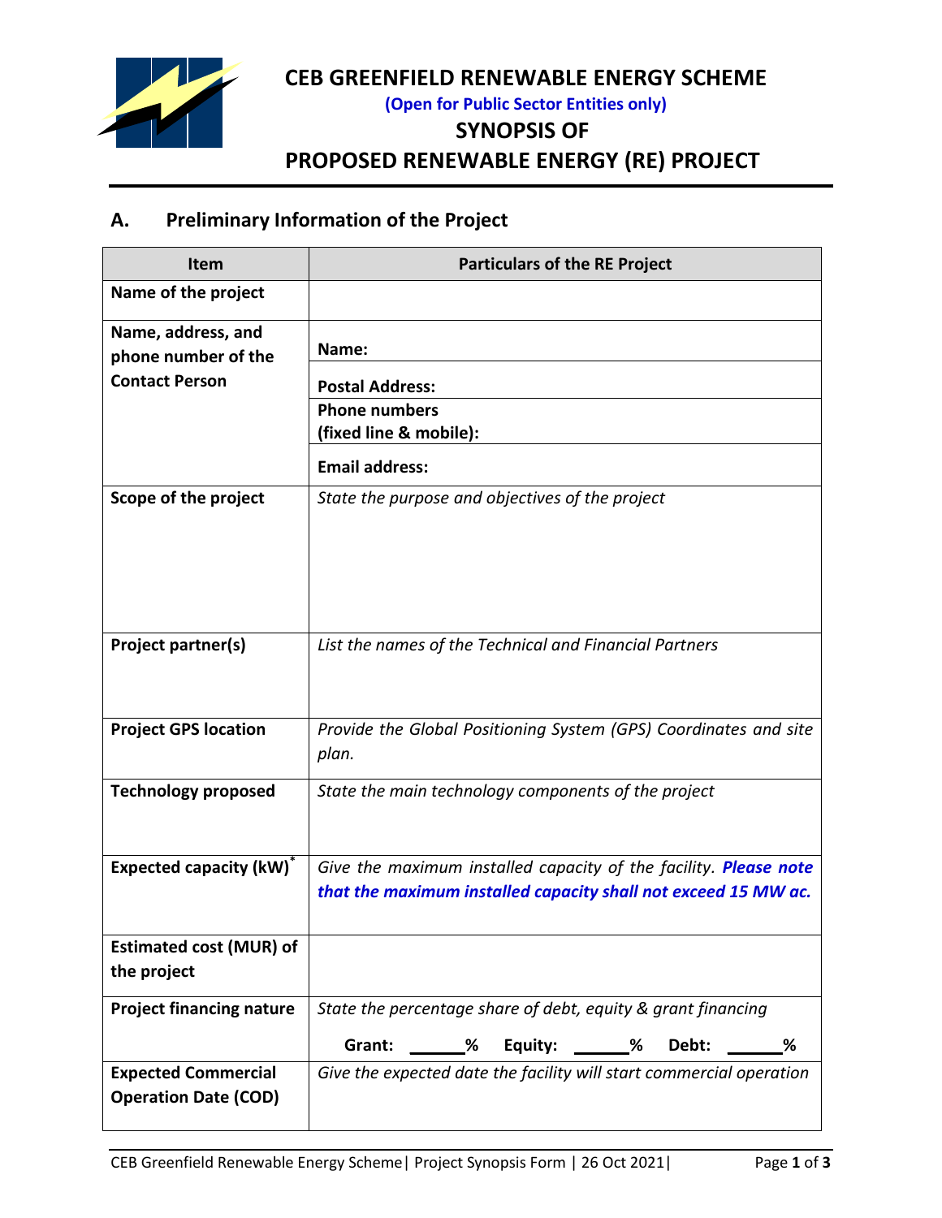# CEB GREENFIELD RENEWABLE ENERGY SCHEME

**(Open for Public Sector Entities only)**

## SYNOPSIS OF PROPOSED RENEWABLE ENERGY (RE) PROJECT

## A. Preliminary Information of the Project

| Item | Particulars of the RE Project |
|---|---|
| **Name of the project** | |
| **Name, address, and phone number of the Contact Person** | **Name:** |
| | **Postal Address:** |
| | **Phone numbers (fixed line & mobile):** |
| | **Email address:** |
| **Scope of the project** | *State the purpose and objectives of the project* |
| **Project partner(s)** | *List the names of the Technical and Financial Partners* |
| **Project GPS location** | *Provide the Global Positioning System (GPS) Coordinates and site plan.* |
| **Technology proposed** | *State the main technology components of the project* |
| **Expected capacity (kW)*** | *Give the maximum installed capacity of the facility.* ***Please note that the maximum installed capacity shall not exceed 15 MW ac.*** |
| **Estimated cost (MUR) of the project** | |
| **Project financing nature** | *State the percentage share of debt, equity & grant financing* **Grant:** ______% **Equity:** ______% **Debt:** ______% |
| **Expected Commercial Operation Date (COD)** | *Give the expected date the facility will start commercial operation* |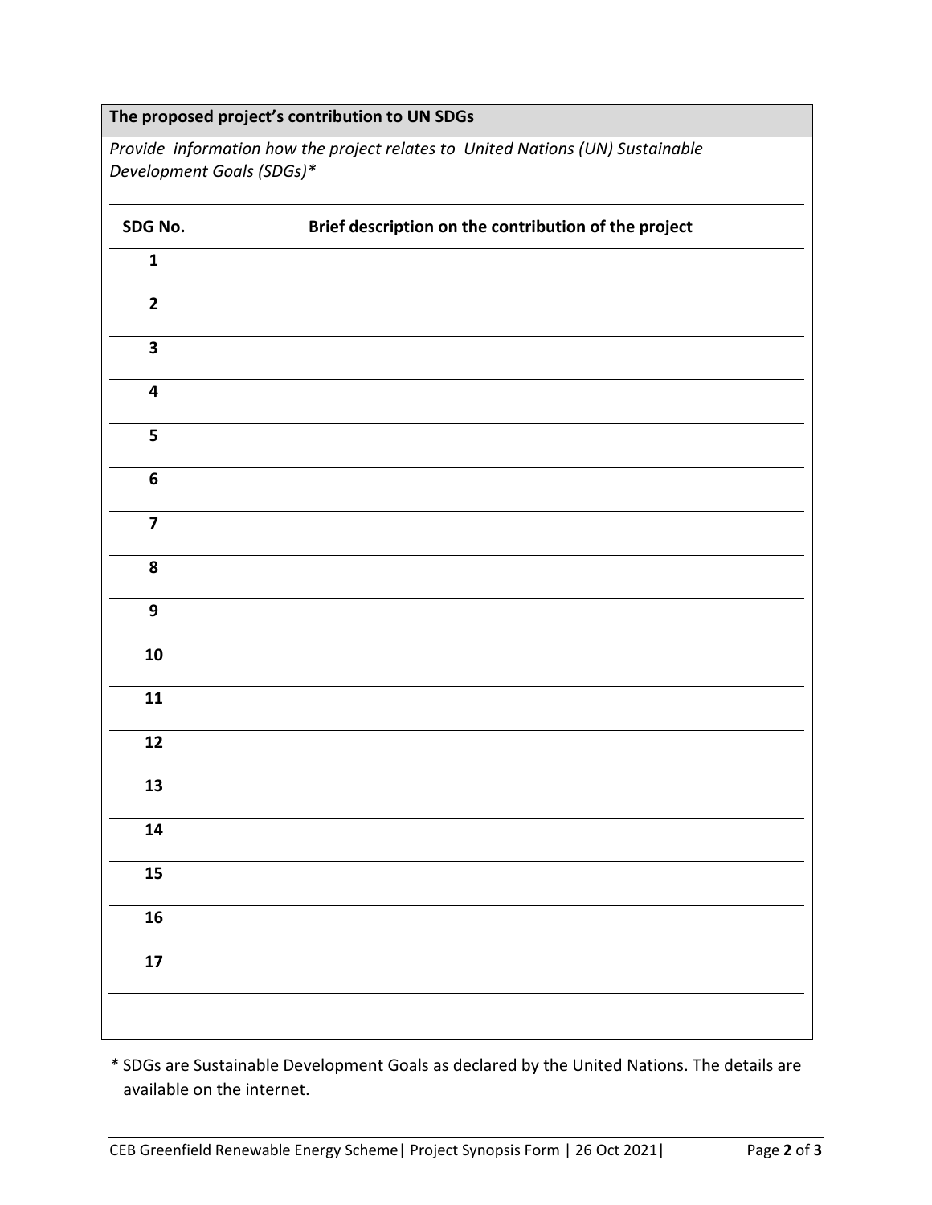**The proposed project's contribution to UN SDGs**

*Provide information how the project relates to United Nations (UN) Sustainable Development Goals (SDGs)**

| SDG No. | Brief description on the contribution of the project |
|---|---|
| 1 | |
| 2 | |
| 3 | |
| 4 | |
| 5 | |
| 6 | |
| 7 | |
| 8 | |
| 9 | |
| 10 | |
| 11 | |
| 12 | |
| 13 | |
| 14 | |
| 15 | |
| 16 | |
| 17 | |

* SDGs are Sustainable Development Goals as declared by the United Nations. The details are available on the internet.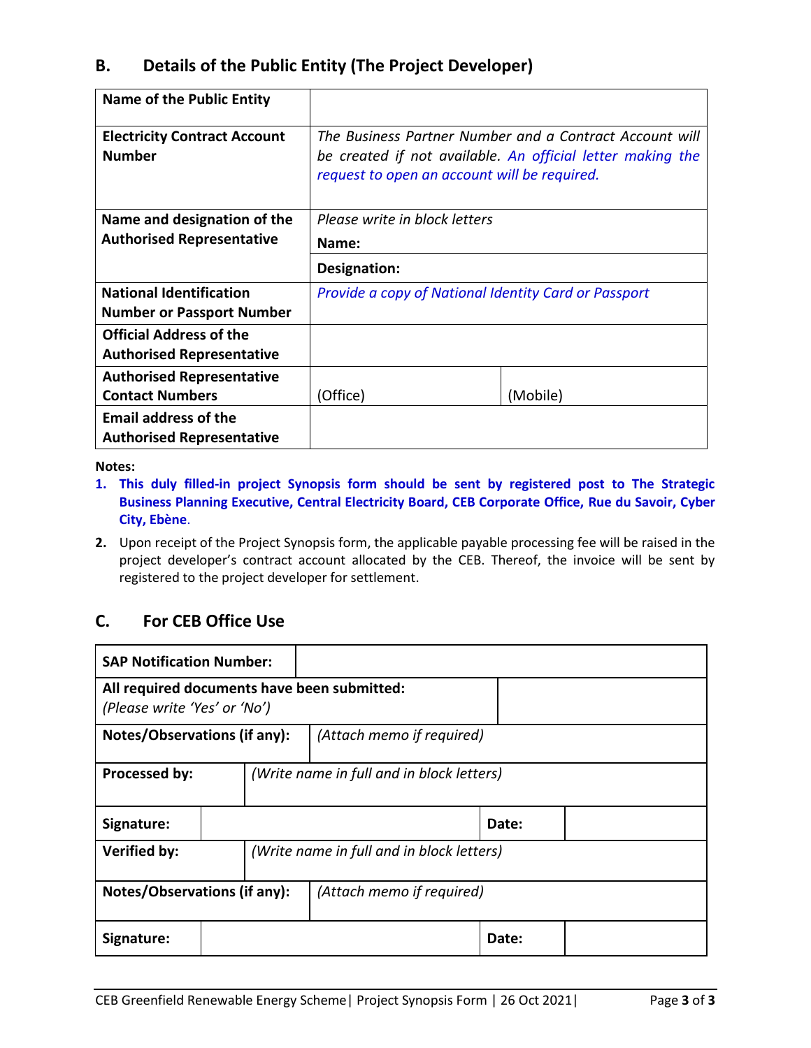## B. Details of the Public Entity (The Project Developer)

| | | |
|---|---|---|
| **Name of the Public Entity** | | |
| **Electricity Contract Account Number** | *The Business Partner Number and a Contract Account will be created if not available. An official letter making the request to open an account will be required.* | |
| **Name and designation of the Authorised Representative** | *Please write in block letters*<br>**Name:** | |
| | **Designation:** | |
| **National Identification Number or Passport Number** | *Provide a copy of National Identity Card or Passport* | |
| **Official Address of the Authorised Representative** | | |
| **Authorised Representative Contact Numbers** | (Office) | (Mobile) |
| **Email address of the Authorised Representative** | | |

**Notes:**

1. **This duly filled-in project Synopsis form should be sent by registered post to The Strategic Business Planning Executive, Central Electricity Board, CEB Corporate Office, Rue du Savoir, Cyber City, Ebène**.
2. Upon receipt of the Project Synopsis form, the applicable payable processing fee will be raised in the project developer's contract account allocated by the CEB. Thereof, the invoice will be sent by registered to the project developer for settlement.

## C. For CEB Office Use

| | | | |
|---|---|---|---|
| **SAP Notification Number:** | | | |
| **All required documents have been submitted:**<br>*(Please write 'Yes' or 'No')* | | | |
| **Notes/Observations (if any):** | *(Attach memo if required)* | | |
| **Processed by:** | *(Write name in full and in block letters)* | | |
| **Signature:** | | **Date:** | |
| **Verified by:** | *(Write name in full and in block letters)* | | |
| **Notes/Observations (if any):** | *(Attach memo if required)* | | |
| **Signature:** | | **Date:** | |